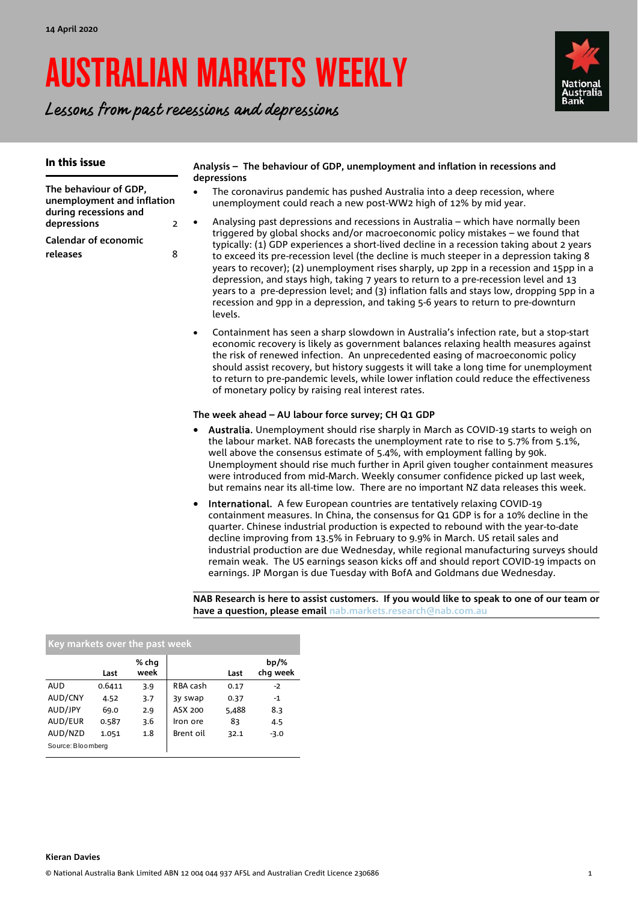14 April 2020

# AUSTRALIAN MARKETS WEEKLY

*Lessons from past recessions and depressions*

### In this issue

| | |
|---|---|
| **The behaviour of GDP, unemployment and inflation during recessions and depressions** | 2 |
| **Calendar of economic releases** | 8 |

### Analysis – The behaviour of GDP, unemployment and inflation in recessions and depressions

- The coronavirus pandemic has pushed Australia into a deep recession, where unemployment could reach a new post-WW2 high of 12% by mid year.
- Analysing past depressions and recessions in Australia – which have normally been triggered by global shocks and/or macroeconomic policy mistakes – we found that typically: (1) GDP experiences a short-lived decline in a recession taking about 2 years to exceed its pre-recession level (the decline is much steeper in a depression taking 8 years to recover); (2) unemployment rises sharply, up 2pp in a recession and 15pp in a depression, and stays high, taking 7 years to return to a pre-recession level and 13 years to a pre-depression level; and (3) inflation falls and stays low, dropping 5pp in a recession and 9pp in a depression, and taking 5-6 years to return to pre-downturn levels.
- Containment has seen a sharp slowdown in Australia's infection rate, but a stop-start economic recovery is likely as government balances relaxing health measures against the risk of renewed infection. An unprecedented easing of macroeconomic policy should assist recovery, but history suggests it will take a long time for unemployment to return to pre-pandemic levels, while lower inflation could reduce the effectiveness of monetary policy by raising real interest rates.

### The week ahead – AU labour force survey; CH Q1 GDP

- **Australia.** Unemployment should rise sharply in March as COVID-19 starts to weigh on the labour market. NAB forecasts the unemployment rate to rise to 5.7% from 5.1%, well above the consensus estimate of 5.4%, with employment falling by 90k. Unemployment should rise much further in April given tougher containment measures were introduced from mid-March. Weekly consumer confidence picked up last week, but remains near its all-time low. There are no important NZ data releases this week.
- **International.** A few European countries are tentatively relaxing COVID-19 containment measures. In China, the consensus for Q1 GDP is for a 10% decline in the quarter. Chinese industrial production is expected to rebound with the year-to-date decline improving from 13.5% in February to 9.9% in March. US retail sales and industrial production are due Wednesday, while regional manufacturing surveys should remain weak. The US earnings season kicks off and should report COVID-19 impacts on earnings. JP Morgan is due Tuesday with BofA and Goldmans due Wednesday.

**NAB Research is here to assist customers. If you would like to speak to one of our team or have a question, please email** nab.markets.research@nab.com.au

**Key markets over the past week**

| | Last | % chg week | | Last | bp/% chg week |
|---|---|---|---|---|---|
| AUD | 0.6411 | 3.9 | RBA cash | 0.17 | -2 |
| AUD/CNY | 4.52 | 3.7 | 3y swap | 0.37 | -1 |
| AUD/JPY | 69.0 | 2.9 | ASX 200 | 5,488 | 8.3 |
| AUD/EUR | 0.587 | 3.6 | Iron ore | 83 | 4.5 |
| AUD/NZD | 1.051 | 1.8 | Brent oil | 32.1 | -3.0 |

Source: Bloomberg

**Kieran Davies**

© National Australia Bank Limited ABN 12 004 044 937 AFSL and Australian Credit Licence 230686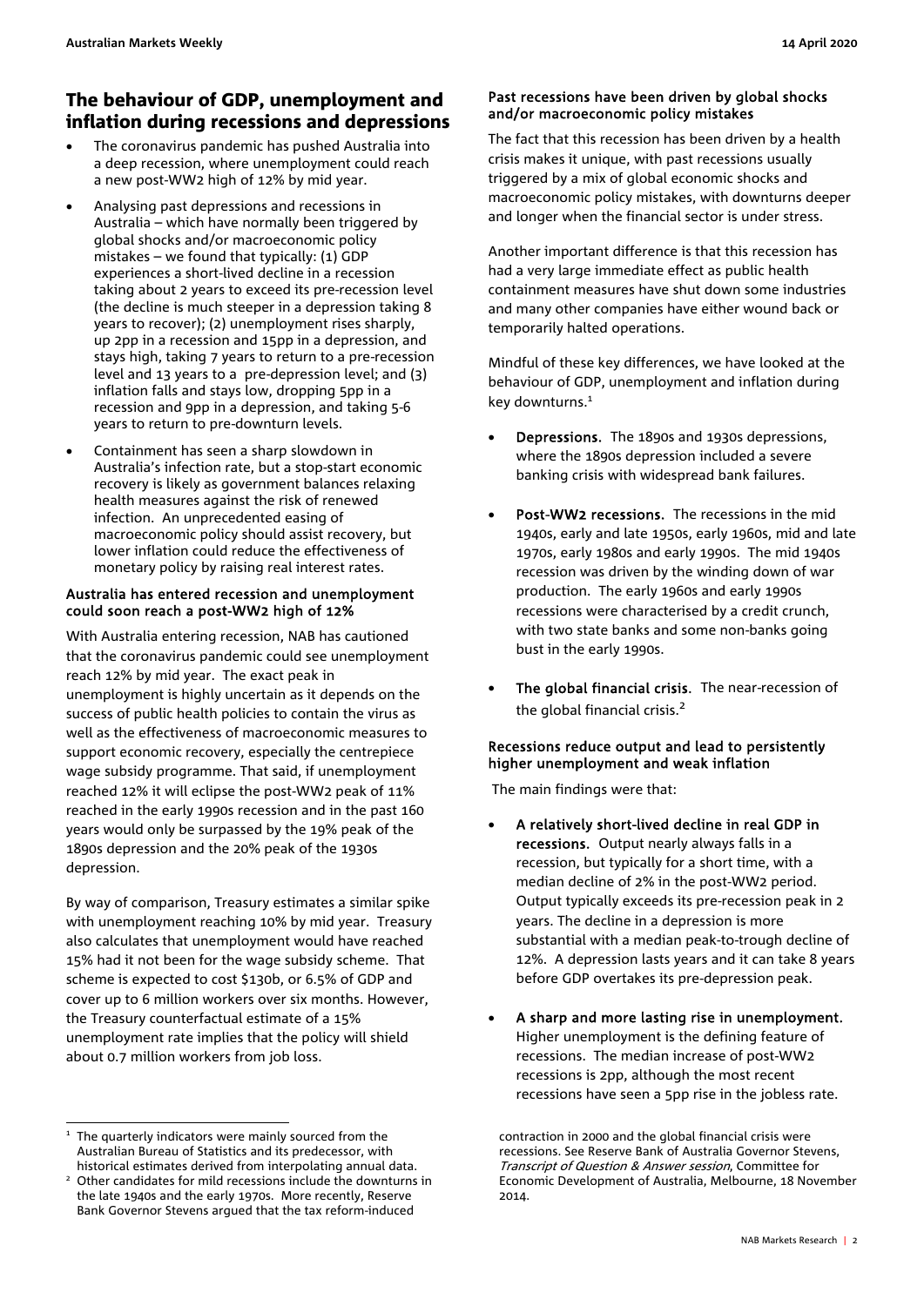## The behaviour of GDP, unemployment and inflation during recessions and depressions

- The coronavirus pandemic has pushed Australia into a deep recession, where unemployment could reach a new post-WW2 high of 12% by mid year.
- Analysing past depressions and recessions in Australia – which have normally been triggered by global shocks and/or macroeconomic policy mistakes – we found that typically: (1) GDP experiences a short-lived decline in a recession taking about 2 years to exceed its pre-recession level (the decline is much steeper in a depression taking 8 years to recover); (2) unemployment rises sharply, up 2pp in a recession and 15pp in a depression, and stays high, taking 7 years to return to a pre-recession level and 13 years to a pre-depression level; and (3) inflation falls and stays low, dropping 5pp in a recession and 9pp in a depression, and taking 5-6 years to return to pre-downturn levels.
- Containment has seen a sharp slowdown in Australia's infection rate, but a stop-start economic recovery is likely as government balances relaxing health measures against the risk of renewed infection. An unprecedented easing of macroeconomic policy should assist recovery, but lower inflation could reduce the effectiveness of monetary policy by raising real interest rates.

### Australia has entered recession and unemployment could soon reach a post-WW2 high of 12%

With Australia entering recession, NAB has cautioned that the coronavirus pandemic could see unemployment reach 12% by mid year. The exact peak in unemployment is highly uncertain as it depends on the success of public health policies to contain the virus as well as the effectiveness of macroeconomic measures to support economic recovery, especially the centrepiece wage subsidy programme. That said, if unemployment reached 12% it will eclipse the post-WW2 peak of 11% reached in the early 1990s recession and in the past 160 years would only be surpassed by the 19% peak of the 1890s depression and the 20% peak of the 1930s depression.

By way of comparison, Treasury estimates a similar spike with unemployment reaching 10% by mid year. Treasury also calculates that unemployment would have reached 15% had it not been for the wage subsidy scheme. That scheme is expected to cost $130b, or 6.5% of GDP and cover up to 6 million workers over six months. However, the Treasury counterfactual estimate of a 15% unemployment rate implies that the policy will shield about 0.7 million workers from job loss.

### Past recessions have been driven by global shocks and/or macroeconomic policy mistakes

The fact that this recession has been driven by a health crisis makes it unique, with past recessions usually triggered by a mix of global economic shocks and macroeconomic policy mistakes, with downturns deeper and longer when the financial sector is under stress.

Another important difference is that this recession has had a very large immediate effect as public health containment measures have shut down some industries and many other companies have either wound back or temporarily halted operations.

Mindful of these key differences, we have looked at the behaviour of GDP, unemployment and inflation during key downturns.[1]

- **Depressions.** The 1890s and 1930s depressions, where the 1890s depression included a severe banking crisis with widespread bank failures.
- **Post-WW2 recessions.** The recessions in the mid 1940s, early and late 1950s, early 1960s, mid and late 1970s, early 1980s and early 1990s. The mid 1940s recession was driven by the winding down of war production. The early 1960s and early 1990s recessions were characterised by a credit crunch, with two state banks and some non-banks going bust in the early 1990s.
- **The global financial crisis.** The near-recession of the global financial crisis.[2]

### Recessions reduce output and lead to persistently higher unemployment and weak inflation

The main findings were that:

- **A relatively short-lived decline in real GDP in recessions.** Output nearly always falls in a recession, but typically for a short time, with a median decline of 2% in the post-WW2 period. Output typically exceeds its pre-recession peak in 2 years. The decline in a depression is more substantial with a median peak-to-trough decline of 12%. A depression lasts years and it can take 8 years before GDP overtakes its pre-depression peak.
- **A sharp and more lasting rise in unemployment.** Higher unemployment is the defining feature of recessions. The median increase of post-WW2 recessions is 2pp, although the most recent recessions have seen a 5pp rise in the jobless rate.

---

[1] The quarterly indicators were mainly sourced from the Australian Bureau of Statistics and its predecessor, with historical estimates derived from interpolating annual data.

[2] Other candidates for mild recessions include the downturns in the late 1940s and the early 1970s. More recently, Reserve Bank Governor Stevens argued that the tax reform-induced contraction in 2000 and the global financial crisis were recessions. See Reserve Bank of Australia Governor Stevens, *Transcript of Question & Answer session*, Committee for Economic Development of Australia, Melbourne, 18 November 2014.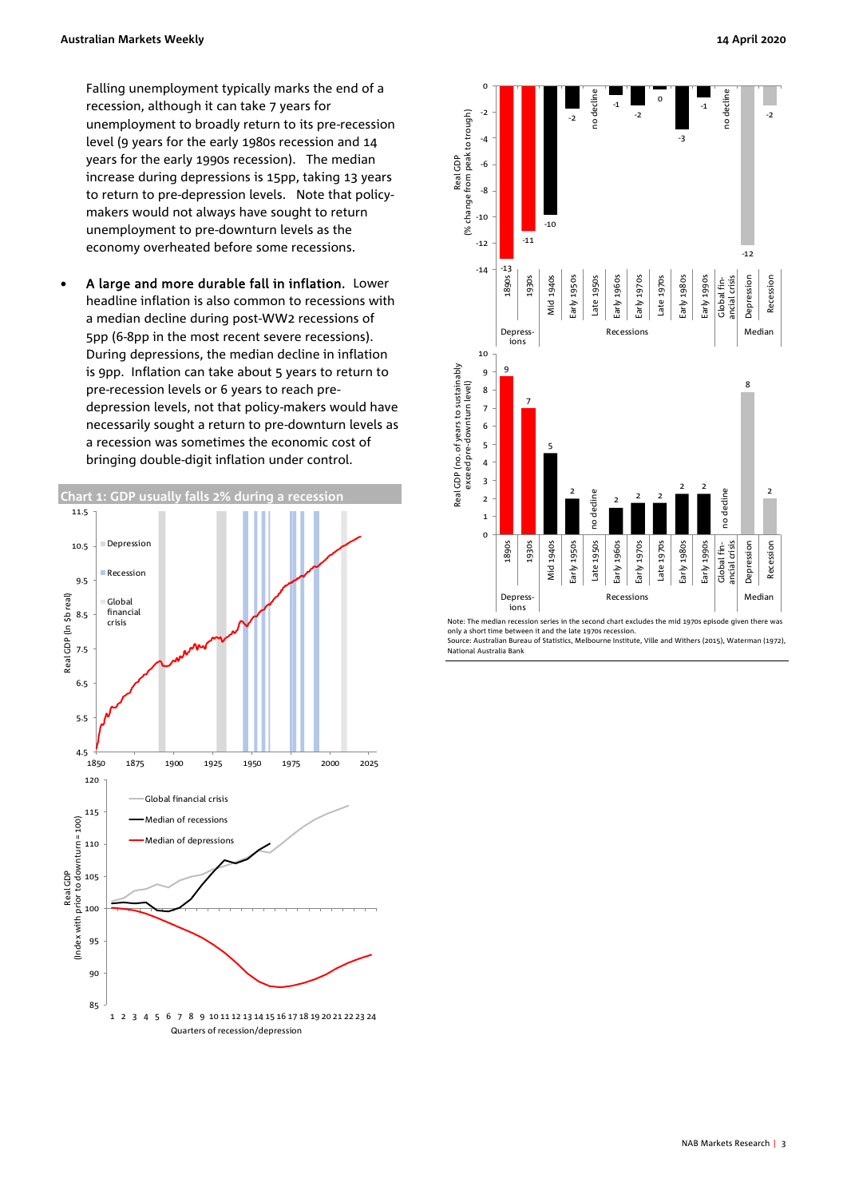Falling unemployment typically marks the end of a recession, although it can take 7 years for unemployment to broadly return to its pre-recession level (9 years for the early 1980s recession and 14 years for the early 1990s recession). The median increase during depressions is 15pp, taking 13 years to return to pre-depression levels. Note that policy-makers would not always have sought to return unemployment to pre-downturn levels as the economy overheated before some recessions.

- **A large and more durable fall in inflation.** Lower headline inflation is also common to recessions with a median decline during post-WW2 recessions of 5pp (6-8pp in the most recent severe recessions). During depressions, the median decline in inflation is 9pp. Inflation can take about 5 years to return to pre-recession levels or 6 years to reach pre-depression levels, not that policy-makers would have necessarily sought a return to pre-downturn levels as a recession was sometimes the economic cost of bringing double-digit inflation under control.

**Chart 1: GDP usually falls 2% during a recession**

Note: The median recession series in the second chart excludes the mid 1970s episode given there was only a short time between it and the late 1970s recession.
Source: Australian Bureau of Statistics, Melbourne Institute, Ville and Withers (2015), Waterman (1972), National Australia Bank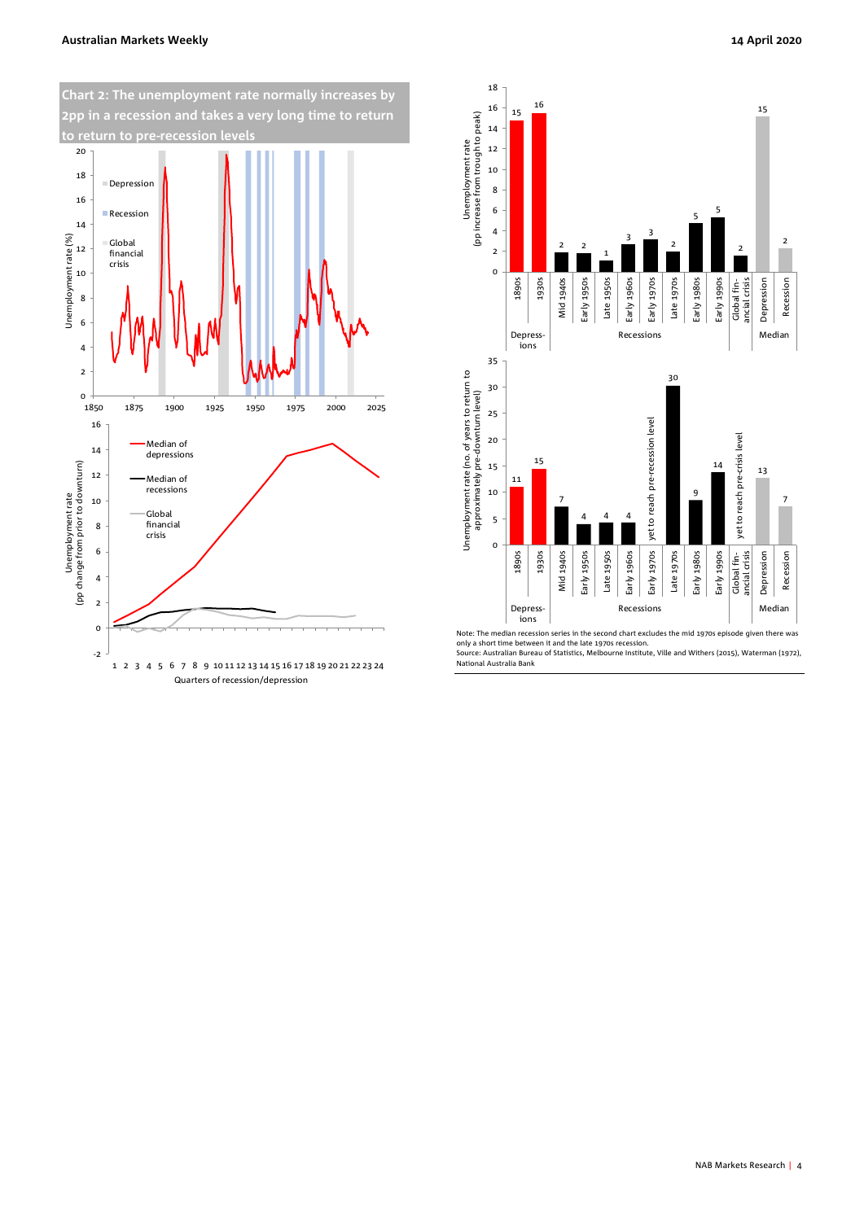**Chart 2: The unemployment rate normally increases by 2pp in a recession and takes a very long time to return to return to pre-recession levels**

Note: The median recession series in the second chart excludes the mid 1970s episode given there was only a short time between it and the late 1970s recession.
Source: Australian Bureau of Statistics, Melbourne Institute, Ville and Withers (2015), Waterman (1972), National Australia Bank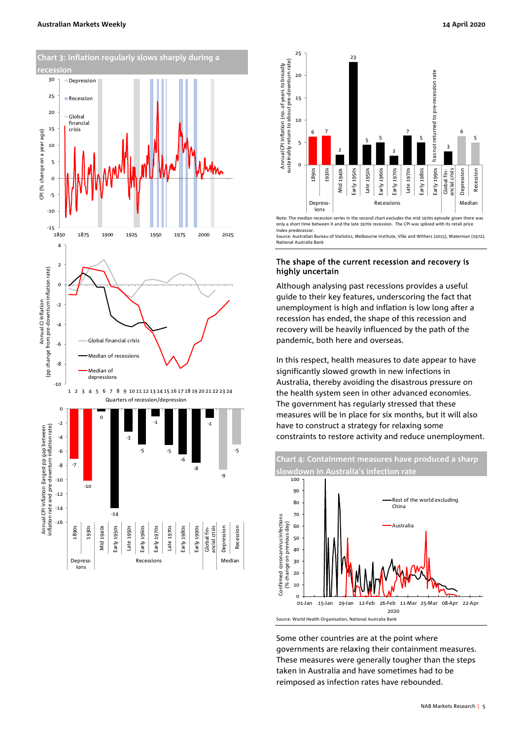## Chart 3: Inflation regularly slows sharply during a recession

Note: The median recession series in the second chart excludes the mid 1970s episode given there was only a short time between it and the late 1970s recession. The CPI was spliced with its retail price index predecessor.

Source: Australian Bureau of Statistics, Melbourne Institute, Ville and Withers (2015), Waterman (1972), National Australia Bank

### The shape of the current recession and recovery is highly uncertain

Although analysing past recessions provides a useful guide to their key features, underscoring the fact that unemployment is high and inflation is low long after a recession has ended, the shape of this recession and recovery will be heavily influenced by the path of the pandemic, both here and overseas.

In this respect, health measures to date appear to have significantly slowed growth in new infections in Australia, thereby avoiding the disastrous pressure on the health system seen in other advanced economies. The government has regularly stressed that these measures will be in place for six months, but it will also have to construct a strategy for relaxing some constraints to restore activity and reduce unemployment.

## Chart 4: Containment measures have produced a sharp slowdown in Australia's infection rate

Source: World Health Organisation, National Australia Bank

Some other countries are at the point where governments are relaxing their containment measures. These measures were generally tougher than the steps taken in Australia and have sometimes had to be reimposed as infection rates have rebounded.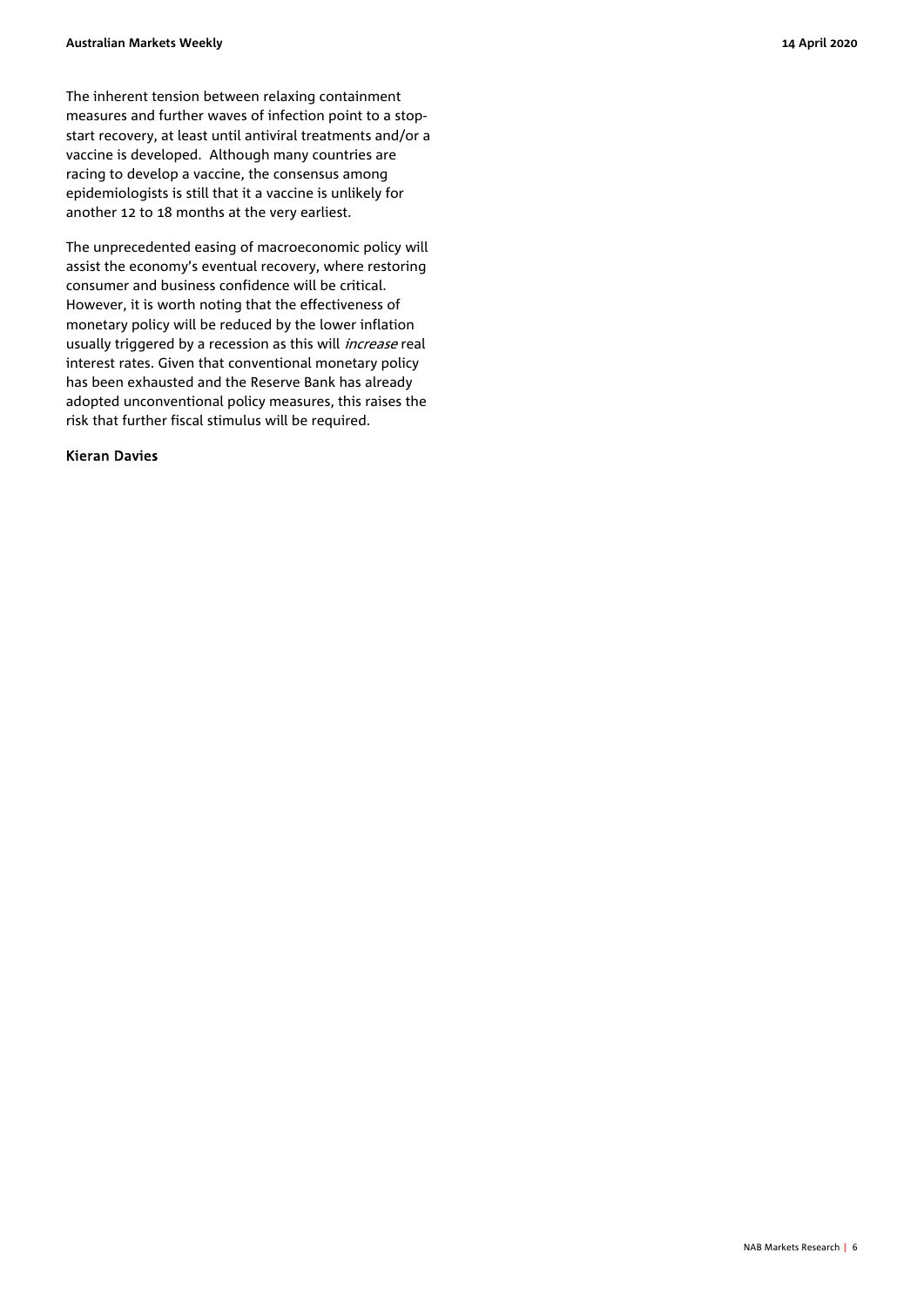The inherent tension between relaxing containment measures and further waves of infection point to a stop-start recovery, at least until antiviral treatments and/or a vaccine is developed. Although many countries are racing to develop a vaccine, the consensus among epidemiologists is still that it a vaccine is unlikely for another 12 to 18 months at the very earliest.

The unprecedented easing of macroeconomic policy will assist the economy's eventual recovery, where restoring consumer and business confidence will be critical. However, it is worth noting that the effectiveness of monetary policy will be reduced by the lower inflation usually triggered by a recession as this will *increase* real interest rates. Given that conventional monetary policy has been exhausted and the Reserve Bank has already adopted unconventional policy measures, this raises the risk that further fiscal stimulus will be required.

**Kieran Davies**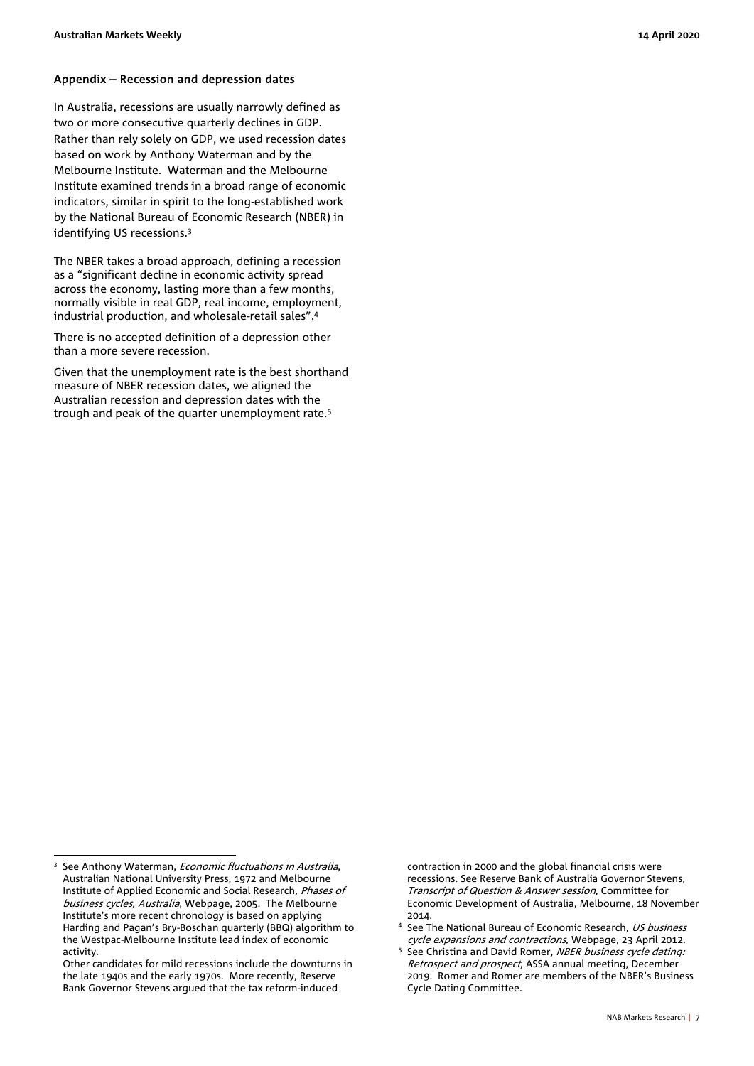## Appendix – Recession and depression dates

In Australia, recessions are usually narrowly defined as two or more consecutive quarterly declines in GDP. Rather than rely solely on GDP, we used recession dates based on work by Anthony Waterman and by the Melbourne Institute. Waterman and the Melbourne Institute examined trends in a broad range of economic indicators, similar in spirit to the long-established work by the National Bureau of Economic Research (NBER) in identifying US recessions.[3]

The NBER takes a broad approach, defining a recession as a "significant decline in economic activity spread across the economy, lasting more than a few months, normally visible in real GDP, real income, employment, industrial production, and wholesale-retail sales".[4]

There is no accepted definition of a depression other than a more severe recession.

Given that the unemployment rate is the best shorthand measure of NBER recession dates, we aligned the Australian recession and depression dates with the trough and peak of the quarter unemployment rate.[5]

---

[3] See Anthony Waterman, *Economic fluctuations in Australia*, Australian National University Press, 1972 and Melbourne Institute of Applied Economic and Social Research, *Phases of business cycles, Australia*, Webpage, 2005. The Melbourne Institute's more recent chronology is based on applying Harding and Pagan's Bry-Boschan quarterly (BBQ) algorithm to the Westpac-Melbourne Institute lead index of economic activity.

Other candidates for mild recessions include the downturns in the late 1940s and the early 1970s. More recently, Reserve Bank Governor Stevens argued that the tax reform-induced contraction in 2000 and the global financial crisis were recessions. See Reserve Bank of Australia Governor Stevens, *Transcript of Question & Answer session*, Committee for Economic Development of Australia, Melbourne, 18 November 2014.

[4] See The National Bureau of Economic Research, *US business cycle expansions and contractions*, Webpage, 23 April 2012.

[5] See Christina and David Romer, *NBER business cycle dating: Retrospect and prospect*, ASSA annual meeting, December 2019. Romer and Romer are members of the NBER's Business Cycle Dating Committee.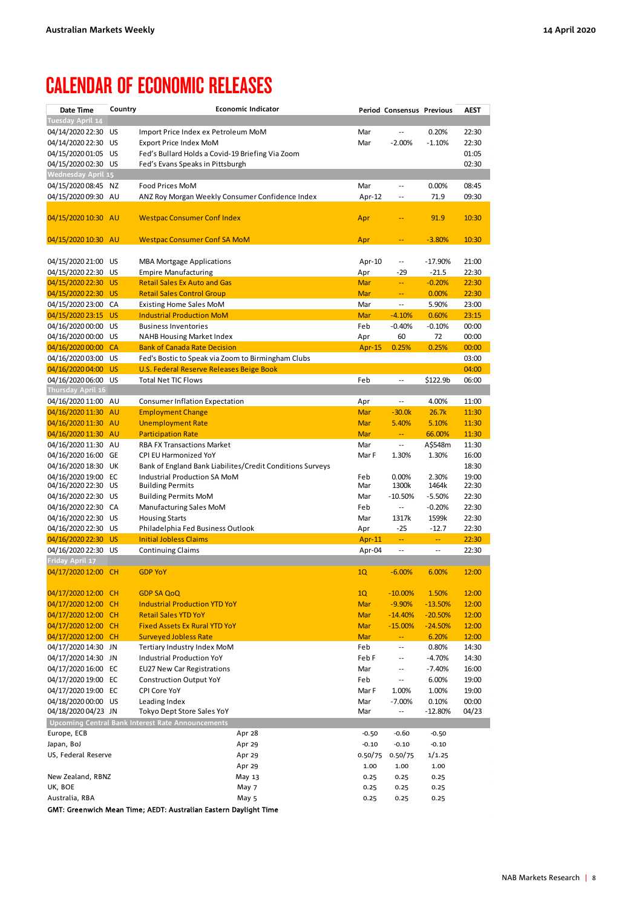# CALENDAR OF ECONOMIC RELEASES

| Date Time | Country | Economic Indicator | Period | Consensus | Previous | AEST |
|---|---|---|---|---|---|---|
| **Tuesday April 14** | | | | | | |
| 04/14/2020 22:30 | US | Import Price Index ex Petroleum MoM | Mar | -- | 0.20% | 22:30 |
| 04/14/2020 22:30 | US | Export Price Index MoM | Mar | -2.00% | -1.10% | 22:30 |
| 04/15/2020 01:05 | US | Fed's Bullard Holds a Covid-19 Briefing Via Zoom | | | | 01:05 |
| 04/15/2020 02:30 | US | Fed's Evans Speaks in Pittsburgh | | | | 02:30 |
| **Wednesday April 15** | | | | | | |
| 04/15/2020 08:45 | NZ | Food Prices MoM | Mar | -- | 0.00% | 08:45 |
| 04/15/2020 09:30 | AU | ANZ Roy Morgan Weekly Consumer Confidence Index | Apr-12 | -- | 71.9 | 09:30 |
| 04/15/2020 10:30 | AU | Westpac Consumer Conf Index | Apr | -- | 91.9 | 10:30 |
| 04/15/2020 10:30 | AU | Westpac Consumer Conf SA MoM | Apr | -- | -3.80% | 10:30 |
| 04/15/2020 21:00 | US | MBA Mortgage Applications | Apr-10 | -- | -17.90% | 21:00 |
| 04/15/2020 22:30 | US | Empire Manufacturing | Apr | -29 | -21.5 | 22:30 |
| 04/15/2020 22:30 | US | Retail Sales Ex Auto and Gas | Mar | -- | -0.20% | 22:30 |
| 04/15/2020 22:30 | US | Retail Sales Control Group | Mar | -- | 0.00% | 22:30 |
| 04/15/2020 23:00 | CA | Existing Home Sales MoM | Mar | -- | 5.90% | 23:00 |
| 04/15/2020 23:15 | US | Industrial Production MoM | Mar | -4.10% | 0.60% | 23:15 |
| 04/16/2020 00:00 | US | Business Inventories | Feb | -0.40% | -0.10% | 00:00 |
| 04/16/2020 00:00 | US | NAHB Housing Market Index | Apr | 60 | 72 | 00:00 |
| 04/16/2020 00:00 | CA | Bank of Canada Rate Decision | Apr-15 | 0.25% | 0.25% | 00:00 |
| 04/16/2020 03:00 | US | Fed's Bostic to Speak via Zoom to Birmingham Clubs | | | | 03:00 |
| 04/16/2020 04:00 | US | U.S. Federal Reserve Releases Beige Book | | | | 04:00 |
| 04/16/2020 06:00 | US | Total Net TIC Flows | Feb | -- | $122.9b | 06:00 |
| **Thursday April 16** | | | | | | |
| 04/16/2020 11:00 | AU | Consumer Inflation Expectation | Apr | -- | 4.00% | 11:00 |
| 04/16/2020 11:30 | AU | Employment Change | Mar | -30.0k | 26.7k | 11:30 |
| 04/16/2020 11:30 | AU | Unemployment Rate | Mar | 5.40% | 5.10% | 11:30 |
| 04/16/2020 11:30 | AU | Participation Rate | Mar | -- | 66.00% | 11:30 |
| 04/16/2020 11:30 | AU | RBA FX Transactions Market | Mar | -- | A$548m | 11:30 |
| 04/16/2020 16:00 | GE | CPI EU Harmonized YoY | Mar F | 1.30% | 1.30% | 16:00 |
| 04/16/2020 18:30 | UK | Bank of England Bank Liabilites/Credit Conditions Surveys | | | | 18:30 |
| 04/16/2020 19:00 | EC | Industrial Production SA MoM | Feb | 0.00% | 2.30% | 19:00 |
| 04/16/2020 22:30 | US | Building Permits | Mar | 1300k | 1464k | 22:30 |
| 04/16/2020 22:30 | US | Building Permits MoM | Mar | -10.50% | -5.50% | 22:30 |
| 04/16/2020 22:30 | CA | Manufacturing Sales MoM | Feb | -- | -0.20% | 22:30 |
| 04/16/2020 22:30 | US | Housing Starts | Mar | 1317k | 1599k | 22:30 |
| 04/16/2020 22:30 | US | Philadelphia Fed Business Outlook | Apr | -25 | -12.7 | 22:30 |
| 04/16/2020 22:30 | US | Initial Jobless Claims | Apr-11 | -- | -- | 22:30 |
| 04/16/2020 22:30 | US | Continuing Claims | Apr-04 | -- | -- | 22:30 |
| **Friday April 17** | | | | | | |
| 04/17/2020 12:00 | CH | GDP YoY | 1Q | -6.00% | 6.00% | 12:00 |
| 04/17/2020 12:00 | CH | GDP SA QoQ | 1Q | -10.00% | 1.50% | 12:00 |
| 04/17/2020 12:00 | CH | Industrial Production YTD YoY | Mar | -9.90% | -13.50% | 12:00 |
| 04/17/2020 12:00 | CH | Retail Sales YTD YoY | Mar | -14.40% | -20.50% | 12:00 |
| 04/17/2020 12:00 | CH | Fixed Assets Ex Rural YTD YoY | Mar | -15.00% | -24.50% | 12:00 |
| 04/17/2020 12:00 | CH | Surveyed Jobless Rate | Mar | -- | 6.20% | 12:00 |
| 04/17/2020 14:30 | JN | Tertiary Industry Index MoM | Feb | -- | 0.80% | 14:30 |
| 04/17/2020 14:30 | JN | Industrial Production YoY | Feb F | -- | -4.70% | 14:30 |
| 04/17/2020 16:00 | EC | EU27 New Car Registrations | Mar | -- | -7.40% | 16:00 |
| 04/17/2020 19:00 | EC | Construction Output YoY | Feb | -- | 6.00% | 19:00 |
| 04/17/2020 19:00 | EC | CPI Core YoY | Mar F | 1.00% | 1.00% | 19:00 |
| 04/18/2020 00:00 | US | Leading Index | Mar | -7.00% | 0.10% | 00:00 |
| 04/18/2020 04/23 | JN | Tokyo Dept Store Sales YoY | Mar | -- | -12.80% | 04/23 |
| **Upcoming Central Bank Interest Rate Announcements** | | | | | | |
| Europe, ECB | | Apr 28 | -0.50 | -0.60 | -0.50 | |
| Japan, BoJ | | Apr 29 | -0.10 | -0.10 | -0.10 | |
| US, Federal Reserve | | Apr 29 | 0.50/75 | 0.50/75 | 1/1.25 | |
| | | Apr 29 | 1.00 | 1.00 | 1.00 | |
| New Zealand, RBNZ | | May 13 | 0.25 | 0.25 | 0.25 | |
| UK, BOE | | May 7 | 0.25 | 0.25 | 0.25 | |
| Australia, RBA | | May 5 | 0.25 | 0.25 | 0.25 | |

**GMT: Greenwich Mean Time; AEDT: Australian Eastern Daylight Time**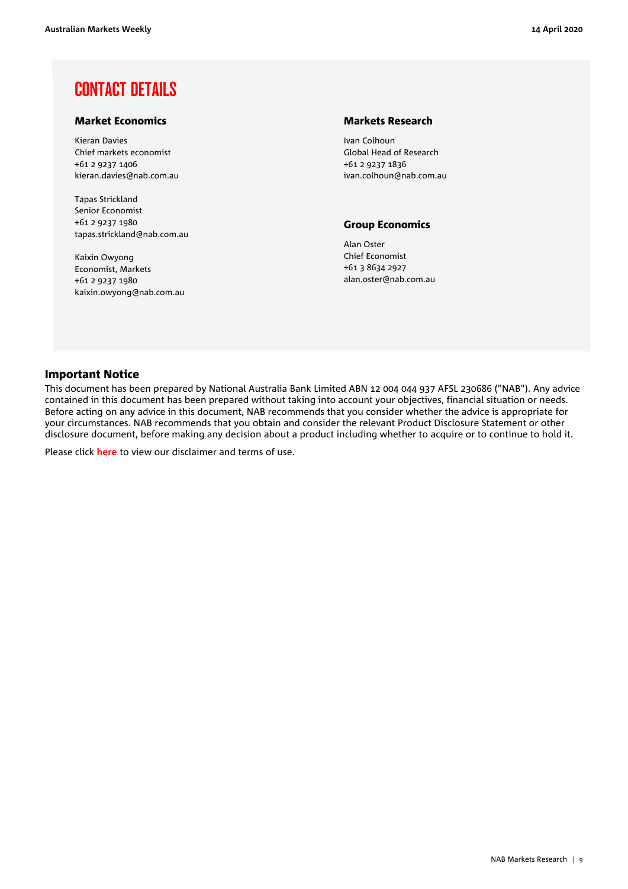# CONTACT DETAILS

## Market Economics

Kieran Davies
Chief markets economist
+61 2 9237 1406
kieran.davies@nab.com.au

Tapas Strickland
Senior Economist
+61 2 9237 1980
tapas.strickland@nab.com.au

Kaixin Owyong
Economist, Markets
+61 2 9237 1980
kaixin.owyong@nab.com.au

## Markets Research

Ivan Colhoun
Global Head of Research
+61 2 9237 1836
ivan.colhoun@nab.com.au

## Group Economics

Alan Oster
Chief Economist
+61 3 8634 2927
alan.oster@nab.com.au

## Important Notice

This document has been prepared by National Australia Bank Limited ABN 12 004 044 937 AFSL 230686 ("NAB"). Any advice contained in this document has been prepared without taking into account your objectives, financial situation or needs. Before acting on any advice in this document, NAB recommends that you consider whether the advice is appropriate for your circumstances. NAB recommends that you obtain and consider the relevant Product Disclosure Statement or other disclosure document, before making any decision about a product including whether to acquire or to continue to hold it.

Please click **here** to view our disclaimer and terms of use.